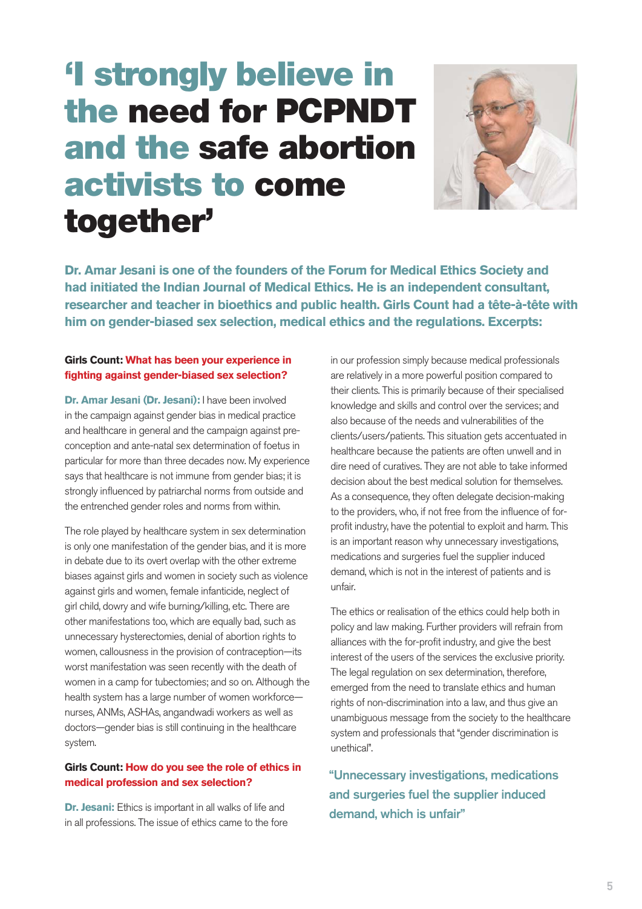# 'I strongly believe in the need for PCPNDT and the safe abortion activists to come together'

**Dr. Amar Jesani is one of the founders of the Forum for Medical Ethics Society and had initiated the Indian Journal of Medical Ethics. He is an independent consultant, researcher and teacher in bioethics and public health. Girls Count had a tête-à-tête with him on gender-biased sex selection, medical ethics and the regulations. Excerpts:**

**Girls Count: What has been your experience in fighting against gender-biased sex selection?**

**Dr. Amar Jesani (Dr. Jesani):** I have been involved in the campaign against gender bias in medical practice and healthcare in general and the campaign against pre-conception and ante-natal sex determination of foetus in particular for more than three decades now. My experience says that healthcare is not immune from gender bias; it is strongly influenced by patriarchal norms from outside and the entrenched gender roles and norms from within.

The role played by healthcare system in sex determination is only one manifestation of the gender bias, and it is more in debate due to its overt overlap with the other extreme biases against girls and women in society such as violence against girls and women, female infanticide, neglect of girl child, dowry and wife burning/killing, etc. There are other manifestations too, which are equally bad, such as unnecessary hysterectomies, denial of abortion rights to women, callousness in the provision of contraception—its worst manifestation was seen recently with the death of women in a camp for tubectomies; and so on. Although the health system has a large number of women workforce—nurses, ANMs, ASHAs, angandwadi workers as well as doctors—gender bias is still continuing in the healthcare system.

**Girls Count: How do you see the role of ethics in medical profession and sex selection?**

**Dr. Jesani:** Ethics is important in all walks of life and in all professions. The issue of ethics came to the fore in our profession simply because medical professionals are relatively in a more powerful position compared to their clients. This is primarily because of their specialised knowledge and skills and control over the services; and also because of the needs and vulnerabilities of the clients/users/patients. This situation gets accentuated in healthcare because the patients are often unwell and in dire need of curatives. They are not able to take informed decision about the best medical solution for themselves. As a consequence, they often delegate decision-making to the providers, who, if not free from the influence of for-profit industry, have the potential to exploit and harm. This is an important reason why unnecessary investigations, medications and surgeries fuel the supplier induced demand, which is not in the interest of patients and is unfair.

The ethics or realisation of the ethics could help both in policy and law making. Further providers will refrain from alliances with the for-profit industry, and give the best interest of the users of the services the exclusive priority. The legal regulation on sex determination, therefore, emerged from the need to translate ethics and human rights of non-discrimination into a law, and thus give an unambiguous message from the society to the healthcare system and professionals that "gender discrimination is unethical".

> "Unnecessary investigations, medications and surgeries fuel the supplier induced demand, which is unfair"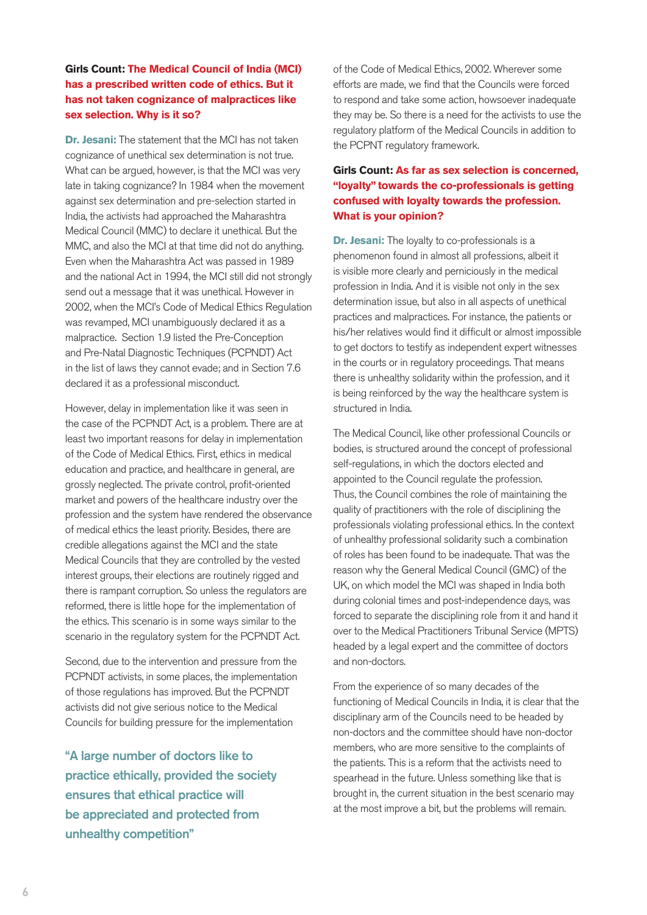**Girls Count: The Medical Council of India (MCI) has a prescribed written code of ethics. But it has not taken cognizance of malpractices like sex selection. Why is it so?**

**Dr. Jesani:** The statement that the MCI has not taken cognizance of unethical sex determination is not true. What can be argued, however, is that the MCI was very late in taking cognizance? In 1984 when the movement against sex determination and pre-selection started in India, the activists had approached the Maharashtra Medical Council (MMC) to declare it unethical. But the MMC, and also the MCI at that time did not do anything. Even when the Maharashtra Act was passed in 1989 and the national Act in 1994, the MCI still did not strongly send out a message that it was unethical. However in 2002, when the MCI's Code of Medical Ethics Regulation was revamped, MCI unambiguously declared it as a malpractice. Section 1.9 listed the Pre-Conception and Pre-Natal Diagnostic Techniques (PCPNDT) Act in the list of laws they cannot evade; and in Section 7.6 declared it as a professional misconduct.

However, delay in implementation like it was seen in the case of the PCPNDT Act, is a problem. There are at least two important reasons for delay in implementation of the Code of Medical Ethics. First, ethics in medical education and practice, and healthcare in general, are grossly neglected. The private control, profit-oriented market and powers of the healthcare industry over the profession and the system have rendered the observance of medical ethics the least priority. Besides, there are credible allegations against the MCI and the state Medical Councils that they are controlled by the vested interest groups, their elections are routinely rigged and there is rampant corruption. So unless the regulators are reformed, there is little hope for the implementation of the ethics. This scenario is in some ways similar to the scenario in the regulatory system for the PCPNDT Act.

Second, due to the intervention and pressure from the PCPNDT activists, in some places, the implementation of those regulations has improved. But the PCPNDT activists did not give serious notice to the Medical Councils for building pressure for the implementation of the Code of Medical Ethics, 2002. Wherever some efforts are made, we find that the Councils were forced to respond and take some action, howsoever inadequate they may be. So there is a need for the activists to use the regulatory platform of the Medical Councils in addition to the PCPNT regulatory framework.

> "A large number of doctors like to practice ethically, provided the society ensures that ethical practice will be appreciated and protected from unhealthy competition"

**Girls Count: As far as sex selection is concerned, "loyalty" towards the co-professionals is getting confused with loyalty towards the profession. What is your opinion?**

**Dr. Jesani:** The loyalty to co-professionals is a phenomenon found in almost all professions, albeit it is visible more clearly and perniciously in the medical profession in India. And it is visible not only in the sex determination issue, but also in all aspects of unethical practices and malpractices. For instance, the patients or his/her relatives would find it difficult or almost impossible to get doctors to testify as independent expert witnesses in the courts or in regulatory proceedings. That means there is unhealthy solidarity within the profession, and it is being reinforced by the way the healthcare system is structured in India.

The Medical Council, like other professional Councils or bodies, is structured around the concept of professional self-regulations, in which the doctors elected and appointed to the Council regulate the profession. Thus, the Council combines the role of maintaining the quality of practitioners with the role of disciplining the professionals violating professional ethics. In the context of unhealthy professional solidarity such a combination of roles has been found to be inadequate. That was the reason why the General Medical Council (GMC) of the UK, on which model the MCI was shaped in India both during colonial times and post-independence days, was forced to separate the disciplining role from it and hand it over to the Medical Practitioners Tribunal Service (MPTS) headed by a legal expert and the committee of doctors and non-doctors.

From the experience of so many decades of the functioning of Medical Councils in India, it is clear that the disciplinary arm of the Councils need to be headed by non-doctors and the committee should have non-doctor members, who are more sensitive to the complaints of the patients. This is a reform that the activists need to spearhead in the future. Unless something like that is brought in, the current situation in the best scenario may at the most improve a bit, but the problems will remain.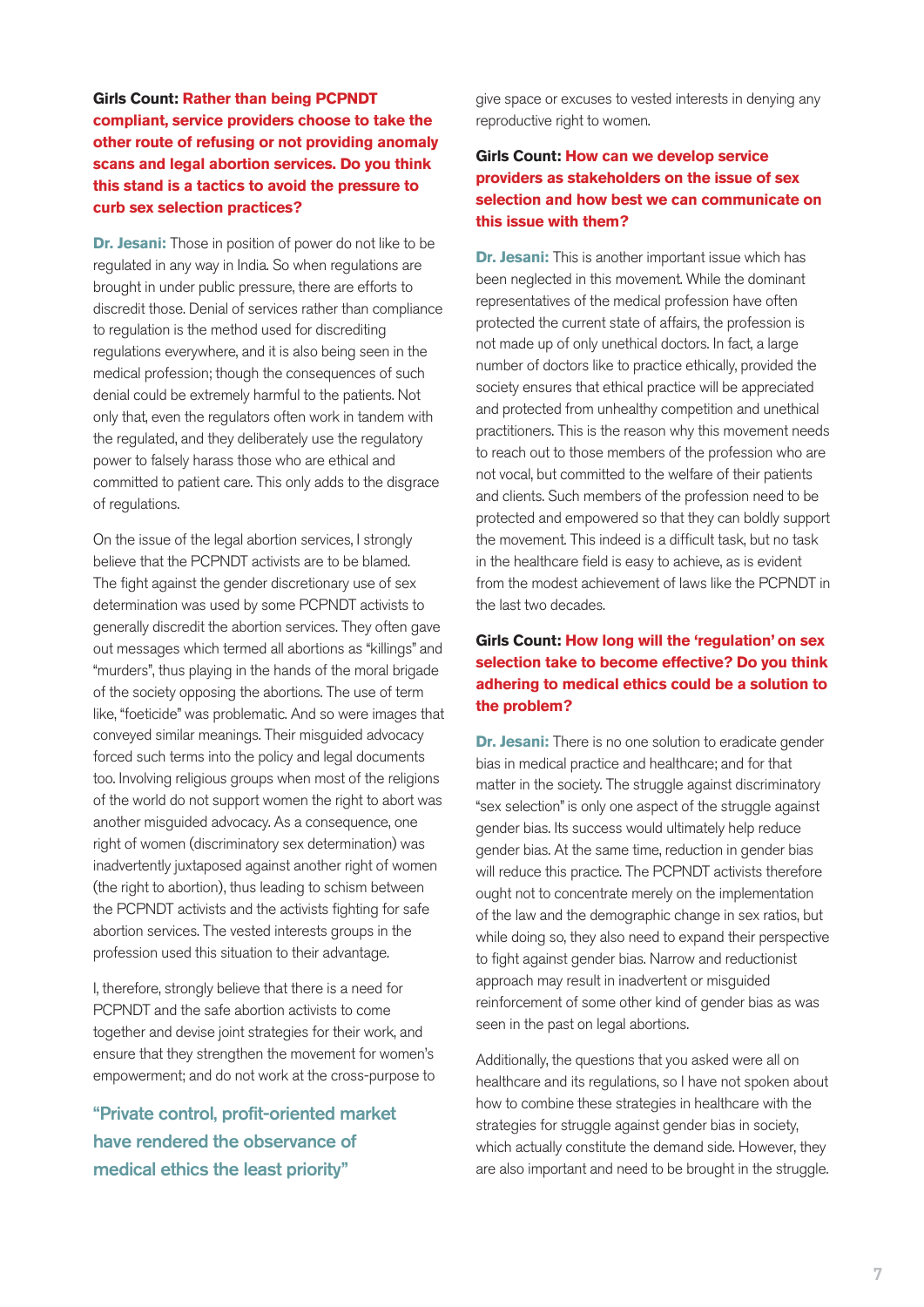**Girls Count: Rather than being PCPNDT compliant, service providers choose to take the other route of refusing or not providing anomaly scans and legal abortion services. Do you think this stand is a tactics to avoid the pressure to curb sex selection practices?**

**Dr. Jesani:** Those in position of power do not like to be regulated in any way in India. So when regulations are brought in under public pressure, there are efforts to discredit those. Denial of services rather than compliance to regulation is the method used for discrediting regulations everywhere, and it is also being seen in the medical profession; though the consequences of such denial could be extremely harmful to the patients. Not only that, even the regulators often work in tandem with the regulated, and they deliberately use the regulatory power to falsely harass those who are ethical and committed to patient care. This only adds to the disgrace of regulations.

On the issue of the legal abortion services, I strongly believe that the PCPNDT activists are to be blamed. The fight against the gender discretionary use of sex determination was used by some PCPNDT activists to generally discredit the abortion services. They often gave out messages which termed all abortions as "killings" and "murders", thus playing in the hands of the moral brigade of the society opposing the abortions. The use of term like, "foeticide" was problematic. And so were images that conveyed similar meanings. Their misguided advocacy forced such terms into the policy and legal documents too. Involving religious groups when most of the religions of the world do not support women the right to abort was another misguided advocacy. As a consequence, one right of women (discriminatory sex determination) was inadvertently juxtaposed against another right of women (the right to abortion), thus leading to schism between the PCPNDT activists and the activists fighting for safe abortion services. The vested interests groups in the profession used this situation to their advantage.

I, therefore, strongly believe that there is a need for PCPNDT and the safe abortion activists to come together and devise joint strategies for their work, and ensure that they strengthen the movement for women's empowerment; and do not work at the cross-purpose to give space or excuses to vested interests in denying any reproductive right to women.

> "Private control, profit-oriented market have rendered the observance of medical ethics the least priority"

**Girls Count: How can we develop service providers as stakeholders on the issue of sex selection and how best we can communicate on this issue with them?**

**Dr. Jesani:** This is another important issue which has been neglected in this movement. While the dominant representatives of the medical profession have often protected the current state of affairs, the profession is not made up of only unethical doctors. In fact, a large number of doctors like to practice ethically, provided the society ensures that ethical practice will be appreciated and protected from unhealthy competition and unethical practitioners. This is the reason why this movement needs to reach out to those members of the profession who are not vocal, but committed to the welfare of their patients and clients. Such members of the profession need to be protected and empowered so that they can boldly support the movement. This indeed is a difficult task, but no task in the healthcare field is easy to achieve, as is evident from the modest achievement of laws like the PCPNDT in the last two decades.

**Girls Count: How long will the 'regulation' on sex selection take to become effective? Do you think adhering to medical ethics could be a solution to the problem?**

**Dr. Jesani:** There is no one solution to eradicate gender bias in medical practice and healthcare; and for that matter in the society. The struggle against discriminatory "sex selection" is only one aspect of the struggle against gender bias. Its success would ultimately help reduce gender bias. At the same time, reduction in gender bias will reduce this practice. The PCPNDT activists therefore ought not to concentrate merely on the implementation of the law and the demographic change in sex ratios, but while doing so, they also need to expand their perspective to fight against gender bias. Narrow and reductionist approach may result in inadvertent or misguided reinforcement of some other kind of gender bias as was seen in the past on legal abortions.

Additionally, the questions that you asked were all on healthcare and its regulations, so I have not spoken about how to combine these strategies in healthcare with the strategies for struggle against gender bias in society, which actually constitute the demand side. However, they are also important and need to be brought in the struggle.